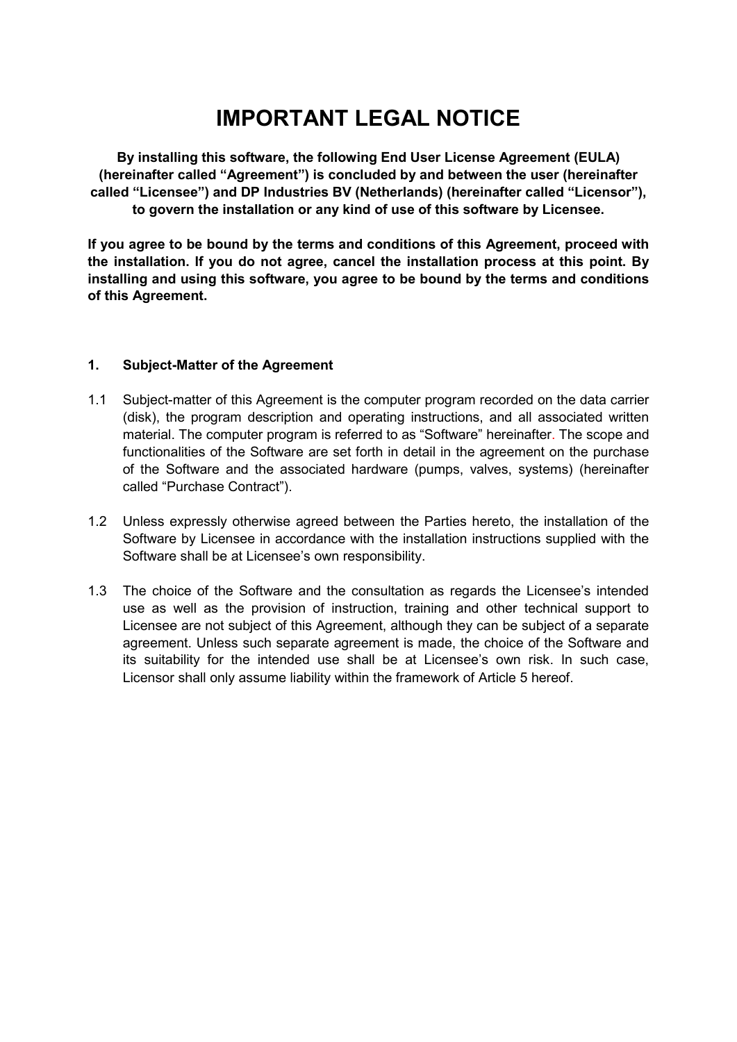# IMPORTANT LEGAL NOTICE

**By installing this software, the following End User License Agreement (EULA) (hereinafter called "Agreement") is concluded by and between the user (hereinafter called "Licensee") and DP Industries BV (Netherlands) (hereinafter called "Licensor"), to govern the installation or any kind of use of this software by Licensee.**

**If you agree to be bound by the terms and conditions of this Agreement, proceed with the installation. If you do not agree, cancel the installation process at this point. By installing and using this software, you agree to be bound by the terms and conditions of this Agreement.**

## 1. Subject-Matter of the Agreement

1.1 Subject-matter of this Agreement is the computer program recorded on the data carrier (disk), the program description and operating instructions, and all associated written material. The computer program is referred to as "Software" hereinafter. The scope and functionalities of the Software are set forth in detail in the agreement on the purchase of the Software and the associated hardware (pumps, valves, systems) (hereinafter called "Purchase Contract").

1.2 Unless expressly otherwise agreed between the Parties hereto, the installation of the Software by Licensee in accordance with the installation instructions supplied with the Software shall be at Licensee's own responsibility.

1.3 The choice of the Software and the consultation as regards the Licensee's intended use as well as the provision of instruction, training and other technical support to Licensee are not subject of this Agreement, although they can be subject of a separate agreement. Unless such separate agreement is made, the choice of the Software and its suitability for the intended use shall be at Licensee's own risk. In such case, Licensor shall only assume liability within the framework of Article 5 hereof.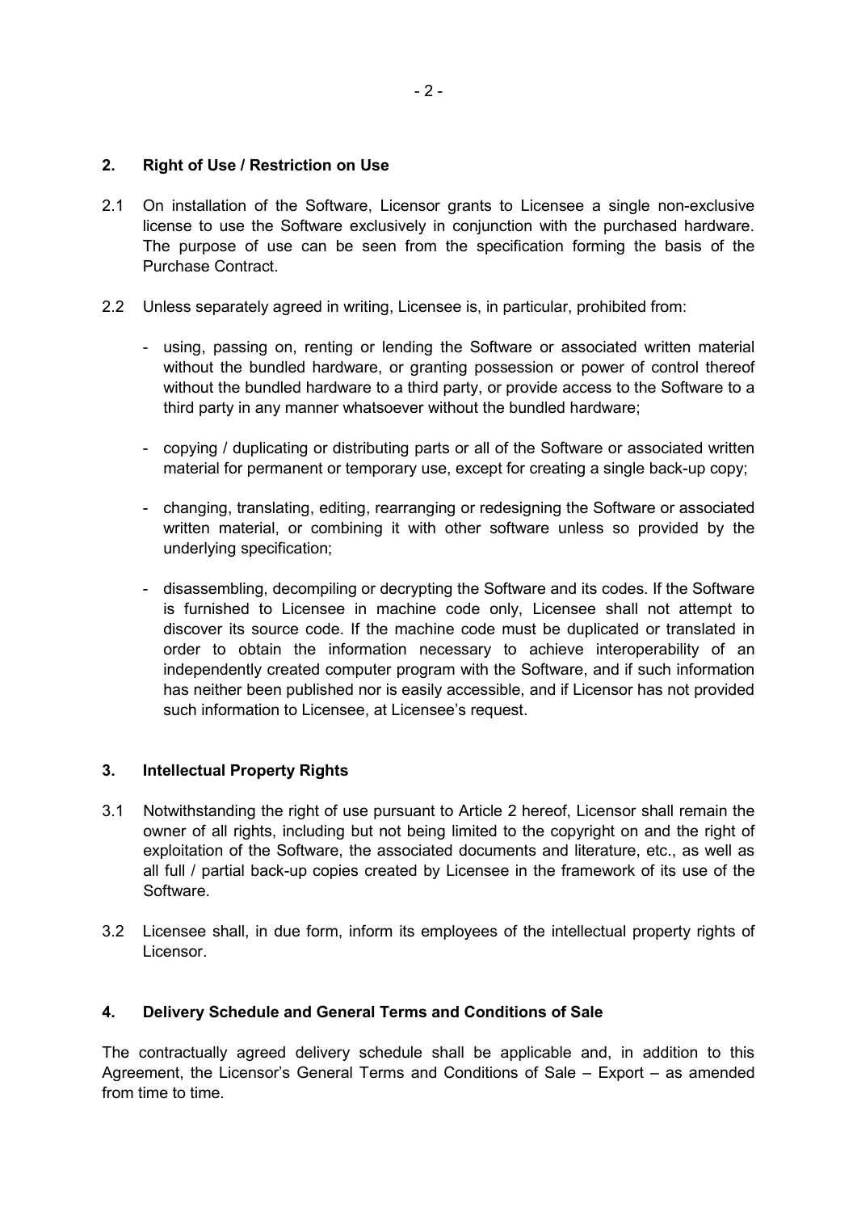## 2. Right of Use / Restriction on Use

2.1 On installation of the Software, Licensor grants to Licensee a single non-exclusive license to use the Software exclusively in conjunction with the purchased hardware. The purpose of use can be seen from the specification forming the basis of the Purchase Contract.

2.2 Unless separately agreed in writing, Licensee is, in particular, prohibited from:

- using, passing on, renting or lending the Software or associated written material without the bundled hardware, or granting possession or power of control thereof without the bundled hardware to a third party, or provide access to the Software to a third party in any manner whatsoever without the bundled hardware;
- copying / duplicating or distributing parts or all of the Software or associated written material for permanent or temporary use, except for creating a single back-up copy;
- changing, translating, editing, rearranging or redesigning the Software or associated written material, or combining it with other software unless so provided by the underlying specification;
- disassembling, decompiling or decrypting the Software and its codes. If the Software is furnished to Licensee in machine code only, Licensee shall not attempt to discover its source code. If the machine code must be duplicated or translated in order to obtain the information necessary to achieve interoperability of an independently created computer program with the Software, and if such information has neither been published nor is easily accessible, and if Licensor has not provided such information to Licensee, at Licensee's request.

## 3. Intellectual Property Rights

3.1 Notwithstanding the right of use pursuant to Article 2 hereof, Licensor shall remain the owner of all rights, including but not being limited to the copyright on and the right of exploitation of the Software, the associated documents and literature, etc., as well as all full / partial back-up copies created by Licensee in the framework of its use of the Software.

3.2 Licensee shall, in due form, inform its employees of the intellectual property rights of Licensor.

## 4. Delivery Schedule and General Terms and Conditions of Sale

The contractually agreed delivery schedule shall be applicable and, in addition to this Agreement, the Licensor's General Terms and Conditions of Sale – Export – as amended from time to time.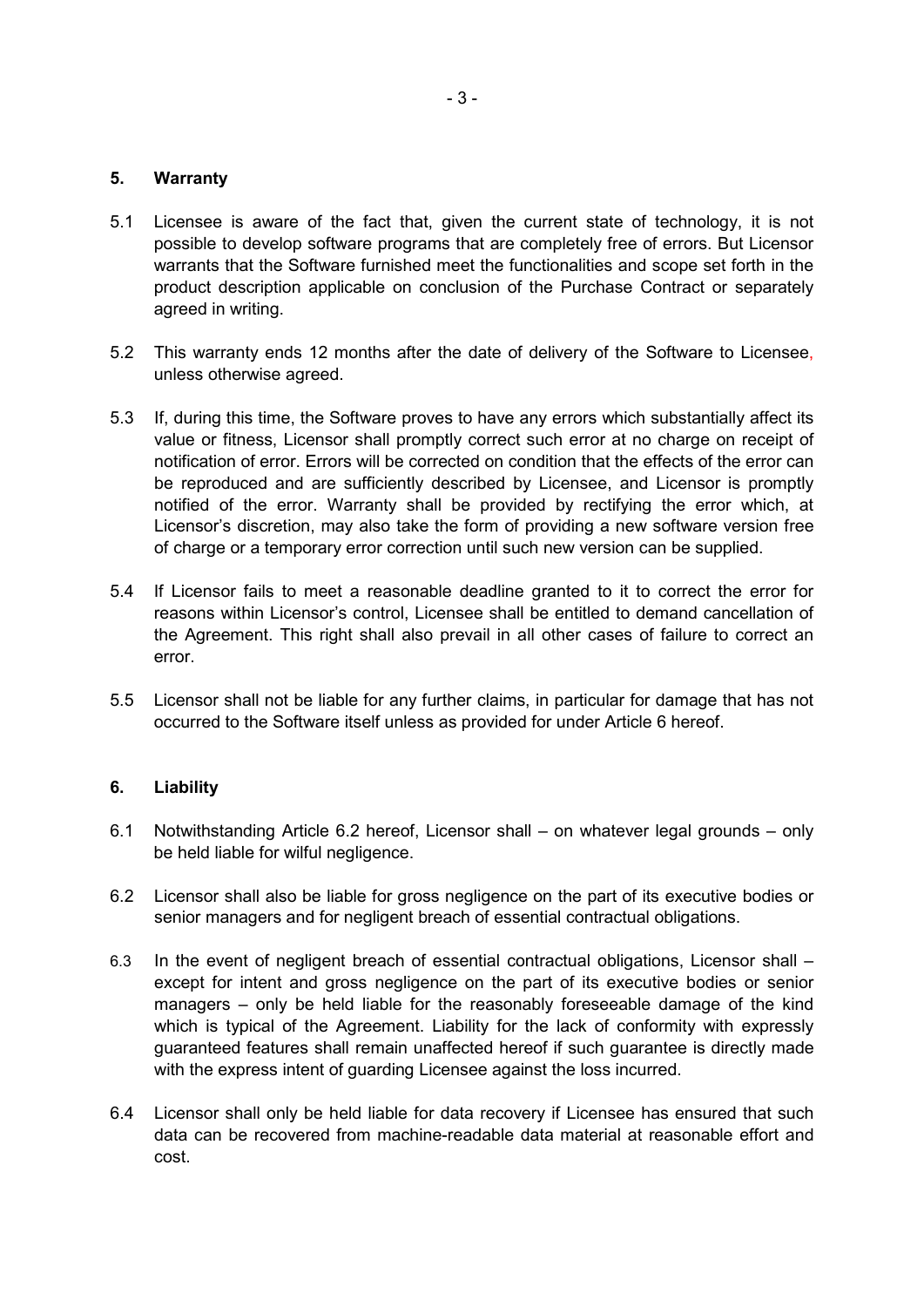## 5. Warranty

5.1 Licensee is aware of the fact that, given the current state of technology, it is not possible to develop software programs that are completely free of errors. But Licensor warrants that the Software furnished meet the functionalities and scope set forth in the product description applicable on conclusion of the Purchase Contract or separately agreed in writing.

5.2 This warranty ends 12 months after the date of delivery of the Software to Licensee, unless otherwise agreed.

5.3 If, during this time, the Software proves to have any errors which substantially affect its value or fitness, Licensor shall promptly correct such error at no charge on receipt of notification of error. Errors will be corrected on condition that the effects of the error can be reproduced and are sufficiently described by Licensee, and Licensor is promptly notified of the error. Warranty shall be provided by rectifying the error which, at Licensor's discretion, may also take the form of providing a new software version free of charge or a temporary error correction until such new version can be supplied.

5.4 If Licensor fails to meet a reasonable deadline granted to it to correct the error for reasons within Licensor's control, Licensee shall be entitled to demand cancellation of the Agreement. This right shall also prevail in all other cases of failure to correct an error.

5.5 Licensor shall not be liable for any further claims, in particular for damage that has not occurred to the Software itself unless as provided for under Article 6 hereof.

## 6. Liability

6.1 Notwithstanding Article 6.2 hereof, Licensor shall – on whatever legal grounds – only be held liable for wilful negligence.

6.2 Licensor shall also be liable for gross negligence on the part of its executive bodies or senior managers and for negligent breach of essential contractual obligations.

6.3 In the event of negligent breach of essential contractual obligations, Licensor shall – except for intent and gross negligence on the part of its executive bodies or senior managers – only be held liable for the reasonably foreseeable damage of the kind which is typical of the Agreement. Liability for the lack of conformity with expressly guaranteed features shall remain unaffected hereof if such guarantee is directly made with the express intent of guarding Licensee against the loss incurred.

6.4 Licensor shall only be held liable for data recovery if Licensee has ensured that such data can be recovered from machine-readable data material at reasonable effort and cost.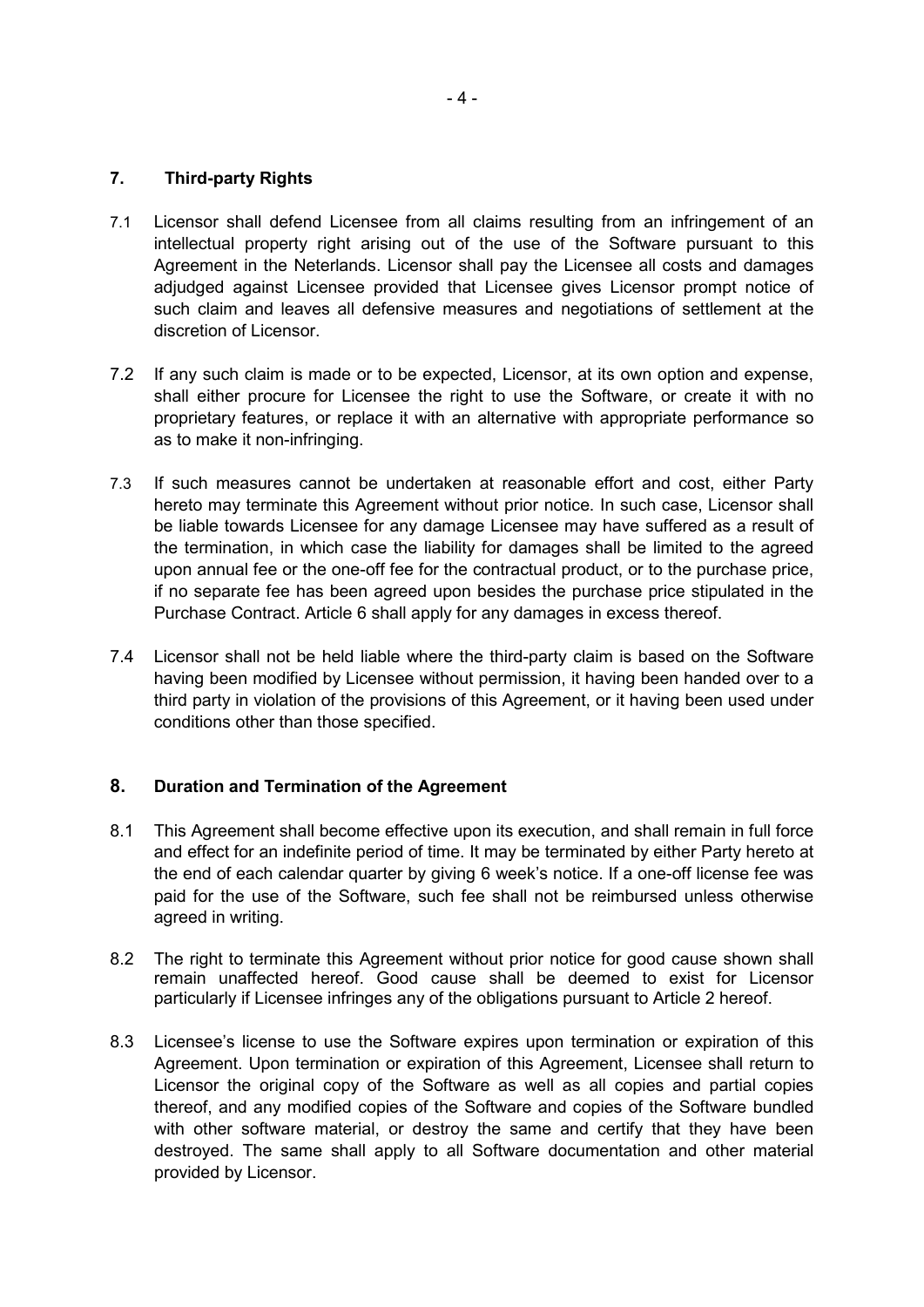## 7. Third-party Rights

7.1 Licensor shall defend Licensee from all claims resulting from an infringement of an intellectual property right arising out of the use of the Software pursuant to this Agreement in the Neterlands. Licensor shall pay the Licensee all costs and damages adjudged against Licensee provided that Licensee gives Licensor prompt notice of such claim and leaves all defensive measures and negotiations of settlement at the discretion of Licensor.

7.2 If any such claim is made or to be expected, Licensor, at its own option and expense, shall either procure for Licensee the right to use the Software, or create it with no proprietary features, or replace it with an alternative with appropriate performance so as to make it non-infringing.

7.3 If such measures cannot be undertaken at reasonable effort and cost, either Party hereto may terminate this Agreement without prior notice. In such case, Licensor shall be liable towards Licensee for any damage Licensee may have suffered as a result of the termination, in which case the liability for damages shall be limited to the agreed upon annual fee or the one-off fee for the contractual product, or to the purchase price, if no separate fee has been agreed upon besides the purchase price stipulated in the Purchase Contract. Article 6 shall apply for any damages in excess thereof.

7.4 Licensor shall not be held liable where the third-party claim is based on the Software having been modified by Licensee without permission, it having been handed over to a third party in violation of the provisions of this Agreement, or it having been used under conditions other than those specified.

## 8. Duration and Termination of the Agreement

8.1 This Agreement shall become effective upon its execution, and shall remain in full force and effect for an indefinite period of time. It may be terminated by either Party hereto at the end of each calendar quarter by giving 6 week's notice. If a one-off license fee was paid for the use of the Software, such fee shall not be reimbursed unless otherwise agreed in writing.

8.2 The right to terminate this Agreement without prior notice for good cause shown shall remain unaffected hereof. Good cause shall be deemed to exist for Licensor particularly if Licensee infringes any of the obligations pursuant to Article 2 hereof.

8.3 Licensee's license to use the Software expires upon termination or expiration of this Agreement. Upon termination or expiration of this Agreement, Licensee shall return to Licensor the original copy of the Software as well as all copies and partial copies thereof, and any modified copies of the Software and copies of the Software bundled with other software material, or destroy the same and certify that they have been destroyed. The same shall apply to all Software documentation and other material provided by Licensor.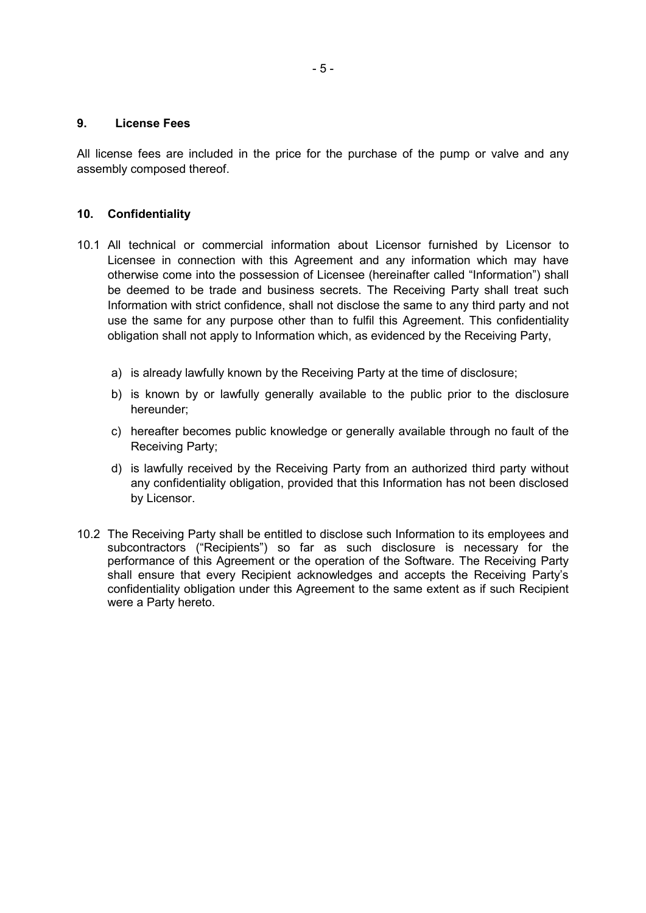## 9. License Fees

All license fees are included in the price for the purchase of the pump or valve and any assembly composed thereof.

## 10. Confidentiality

10.1 All technical or commercial information about Licensor furnished by Licensor to Licensee in connection with this Agreement and any information which may have otherwise come into the possession of Licensee (hereinafter called "Information") shall be deemed to be trade and business secrets. The Receiving Party shall treat such Information with strict confidence, shall not disclose the same to any third party and not use the same for any purpose other than to fulfil this Agreement. This confidentiality obligation shall not apply to Information which, as evidenced by the Receiving Party,

a) is already lawfully known by the Receiving Party at the time of disclosure;

b) is known by or lawfully generally available to the public prior to the disclosure hereunder;

c) hereafter becomes public knowledge or generally available through no fault of the Receiving Party;

d) is lawfully received by the Receiving Party from an authorized third party without any confidentiality obligation, provided that this Information has not been disclosed by Licensor.

10.2 The Receiving Party shall be entitled to disclose such Information to its employees and subcontractors ("Recipients") so far as such disclosure is necessary for the performance of this Agreement or the operation of the Software. The Receiving Party shall ensure that every Recipient acknowledges and accepts the Receiving Party's confidentiality obligation under this Agreement to the same extent as if such Recipient were a Party hereto.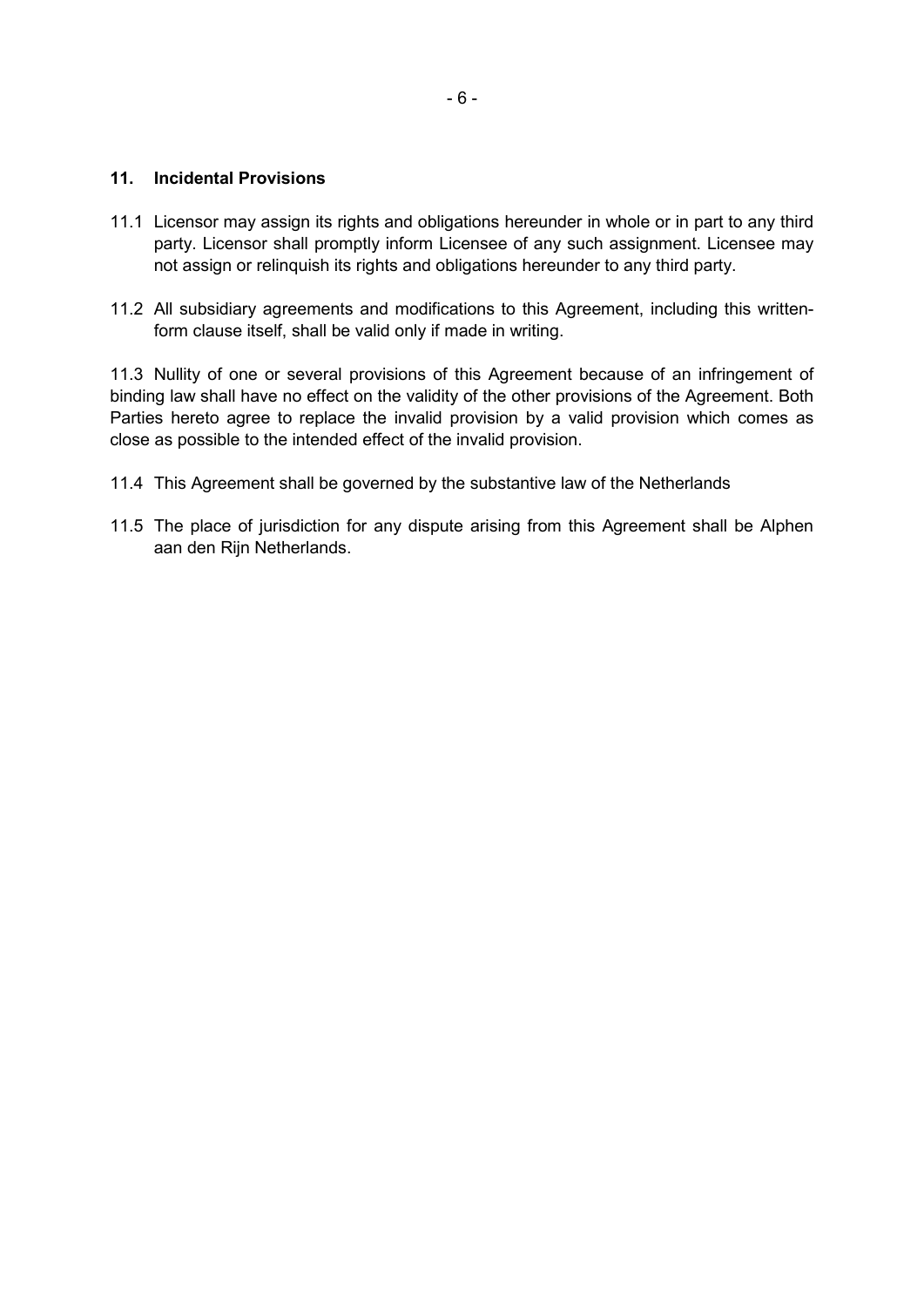## 11. Incidental Provisions

11.1 Licensor may assign its rights and obligations hereunder in whole or in part to any third party. Licensor shall promptly inform Licensee of any such assignment. Licensee may not assign or relinquish its rights and obligations hereunder to any third party.

11.2 All subsidiary agreements and modifications to this Agreement, including this written-form clause itself, shall be valid only if made in writing.

11.3 Nullity of one or several provisions of this Agreement because of an infringement of binding law shall have no effect on the validity of the other provisions of the Agreement. Both Parties hereto agree to replace the invalid provision by a valid provision which comes as close as possible to the intended effect of the invalid provision.

11.4 This Agreement shall be governed by the substantive law of the Netherlands

11.5 The place of jurisdiction for any dispute arising from this Agreement shall be Alphen aan den Rijn Netherlands.